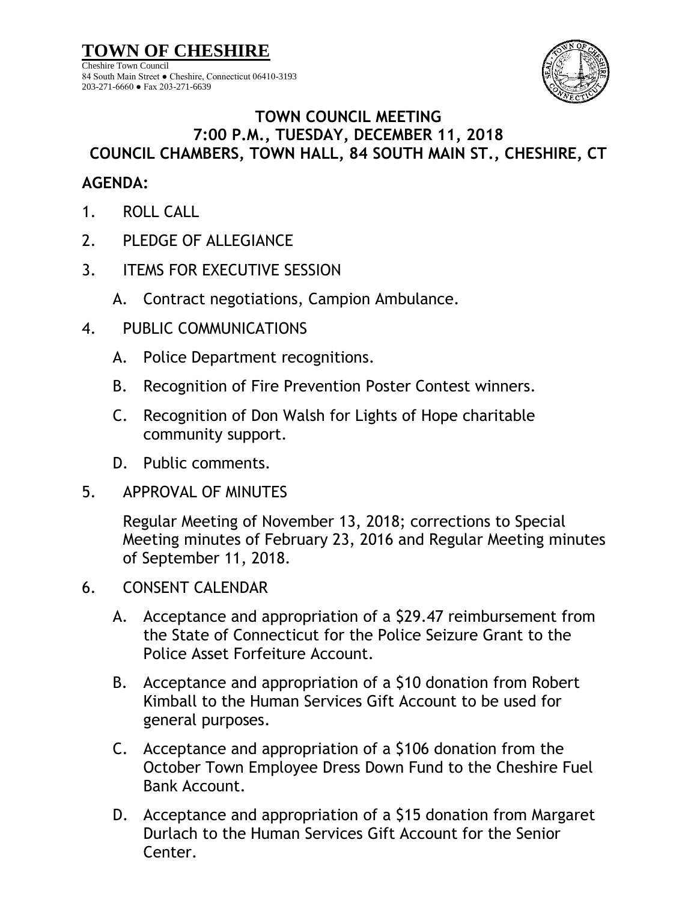# TOWN OF CHESHIRE

Cheshire Town Council
84 South Main Street ● Cheshire, Connecticut 06410-3193
203-271-6660 ● Fax 203-271-6639

## TOWN COUNCIL MEETING
## 7:00 P.M., TUESDAY, DECEMBER 11, 2018
## COUNCIL CHAMBERS, TOWN HALL, 84 SOUTH MAIN ST., CHESHIRE, CT

**AGENDA:**

1. ROLL CALL
2. PLEDGE OF ALLEGIANCE
3. ITEMS FOR EXECUTIVE SESSION
   A. Contract negotiations, Campion Ambulance.
4. PUBLIC COMMUNICATIONS
   A. Police Department recognitions.
   B. Recognition of Fire Prevention Poster Contest winners.
   C. Recognition of Don Walsh for Lights of Hope charitable community support.
   D. Public comments.
5. APPROVAL OF MINUTES

   Regular Meeting of November 13, 2018; corrections to Special Meeting minutes of February 23, 2016 and Regular Meeting minutes of September 11, 2018.
6. CONSENT CALENDAR
   A. Acceptance and appropriation of a $29.47 reimbursement from the State of Connecticut for the Police Seizure Grant to the Police Asset Forfeiture Account.
   B. Acceptance and appropriation of a $10 donation from Robert Kimball to the Human Services Gift Account to be used for general purposes.
   C. Acceptance and appropriation of a $106 donation from the October Town Employee Dress Down Fund to the Cheshire Fuel Bank Account.
   D. Acceptance and appropriation of a $15 donation from Margaret Durlach to the Human Services Gift Account for the Senior Center.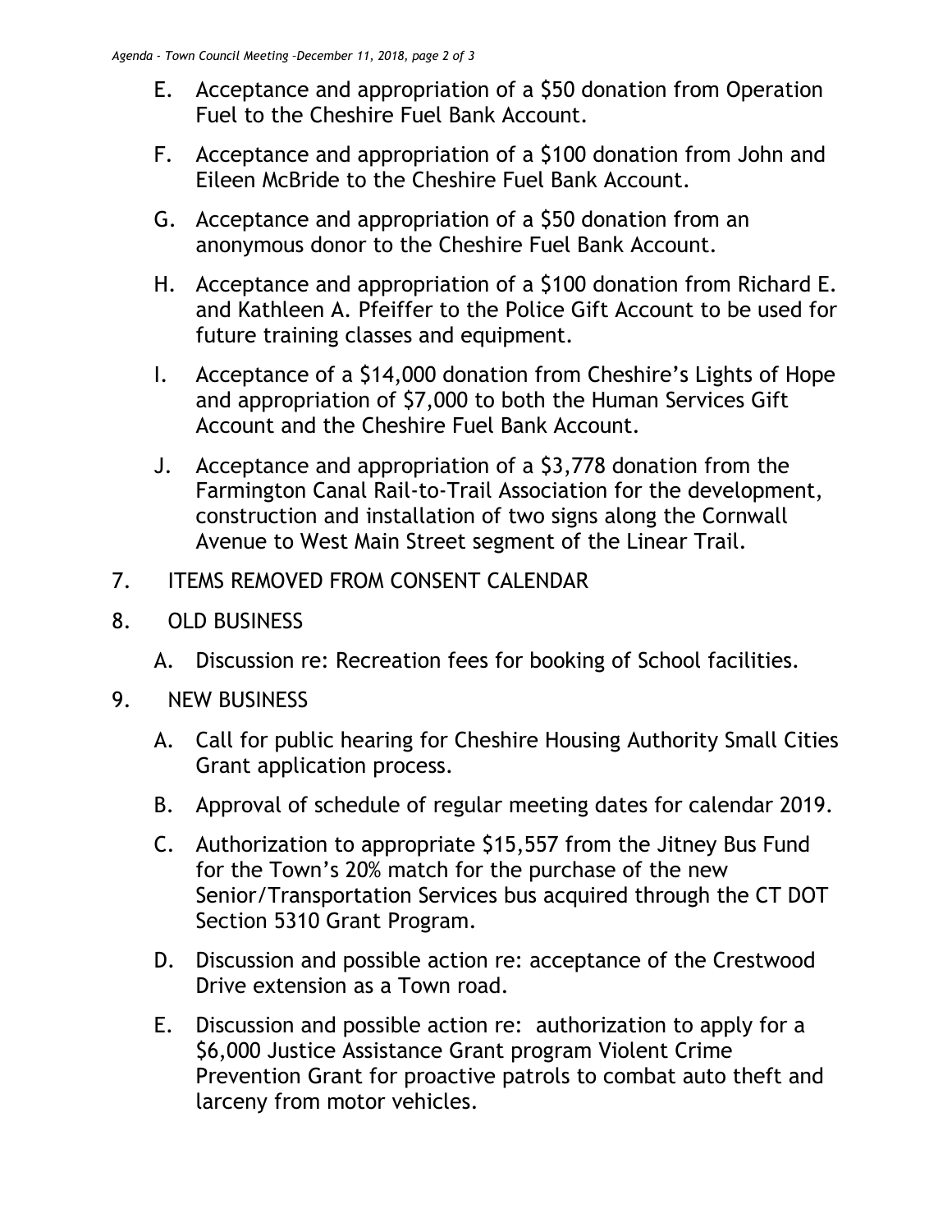E. Acceptance and appropriation of a $50 donation from Operation Fuel to the Cheshire Fuel Bank Account.

F. Acceptance and appropriation of a $100 donation from John and Eileen McBride to the Cheshire Fuel Bank Account.

G. Acceptance and appropriation of a $50 donation from an anonymous donor to the Cheshire Fuel Bank Account.

H. Acceptance and appropriation of a $100 donation from Richard E. and Kathleen A. Pfeiffer to the Police Gift Account to be used for future training classes and equipment.

I. Acceptance of a $14,000 donation from Cheshire's Lights of Hope and appropriation of $7,000 to both the Human Services Gift Account and the Cheshire Fuel Bank Account.

J. Acceptance and appropriation of a $3,778 donation from the Farmington Canal Rail-to-Trail Association for the development, construction and installation of two signs along the Cornwall Avenue to West Main Street segment of the Linear Trail.

7. ITEMS REMOVED FROM CONSENT CALENDAR

8. OLD BUSINESS

   A. Discussion re: Recreation fees for booking of School facilities.

9. NEW BUSINESS

   A. Call for public hearing for Cheshire Housing Authority Small Cities Grant application process.

   B. Approval of schedule of regular meeting dates for calendar 2019.

   C. Authorization to appropriate $15,557 from the Jitney Bus Fund for the Town's 20% match for the purchase of the new Senior/Transportation Services bus acquired through the CT DOT Section 5310 Grant Program.

   D. Discussion and possible action re: acceptance of the Crestwood Drive extension as a Town road.

   E. Discussion and possible action re: authorization to apply for a $6,000 Justice Assistance Grant program Violent Crime Prevention Grant for proactive patrols to combat auto theft and larceny from motor vehicles.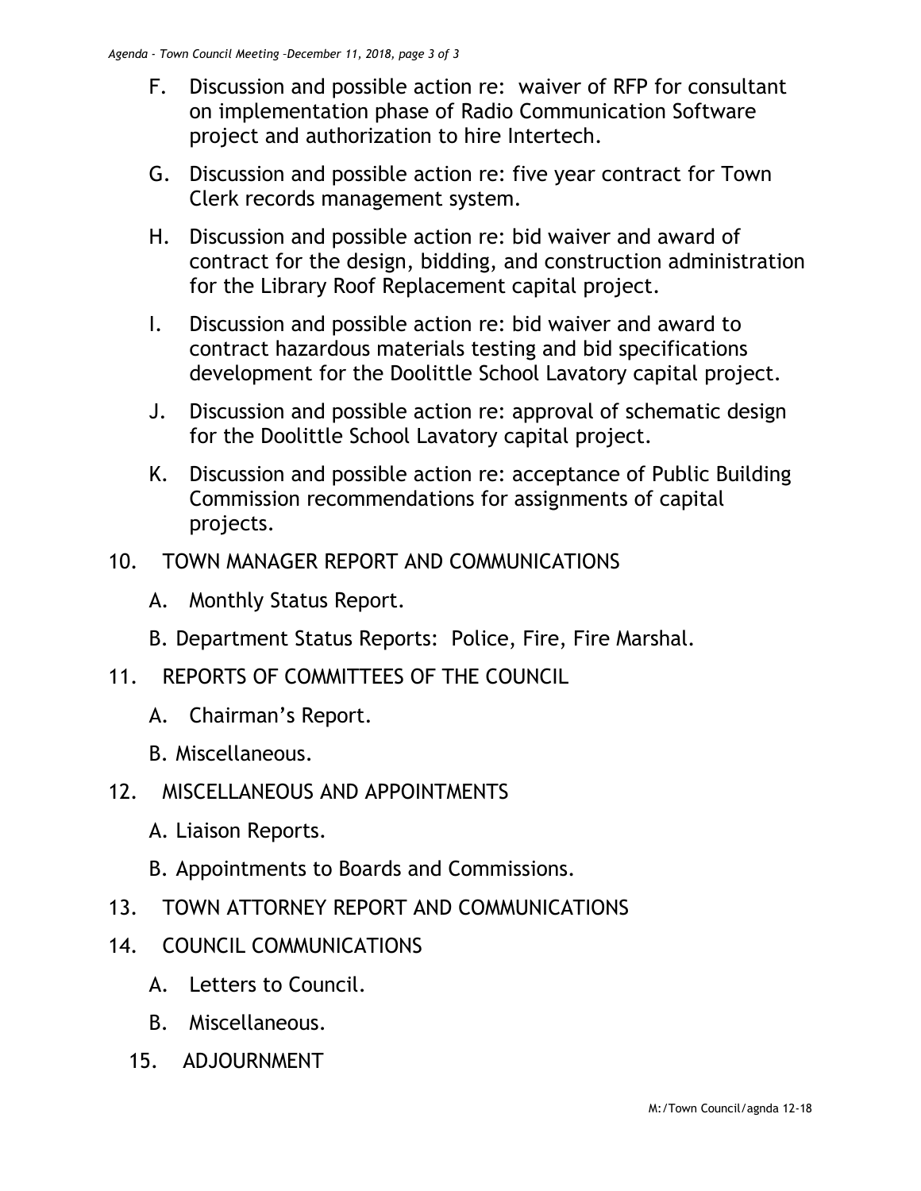F. Discussion and possible action re: waiver of RFP for consultant on implementation phase of Radio Communication Software project and authorization to hire Intertech.

G. Discussion and possible action re: five year contract for Town Clerk records management system.

H. Discussion and possible action re: bid waiver and award of contract for the design, bidding, and construction administration for the Library Roof Replacement capital project.

I. Discussion and possible action re: bid waiver and award to contract hazardous materials testing and bid specifications development for the Doolittle School Lavatory capital project.

J. Discussion and possible action re: approval of schematic design for the Doolittle School Lavatory capital project.

K. Discussion and possible action re: acceptance of Public Building Commission recommendations for assignments of capital projects.

10. TOWN MANAGER REPORT AND COMMUNICATIONS

    A. Monthly Status Report.

    B. Department Status Reports: Police, Fire, Fire Marshal.

11. REPORTS OF COMMITTEES OF THE COUNCIL

    A. Chairman's Report.

    B. Miscellaneous.

12. MISCELLANEOUS AND APPOINTMENTS

    A. Liaison Reports.

    B. Appointments to Boards and Commissions.

13. TOWN ATTORNEY REPORT AND COMMUNICATIONS

14. COUNCIL COMMUNICATIONS

    A. Letters to Council.

    B. Miscellaneous.

15. ADJOURNMENT

M:/Town Council/agnda 12-18